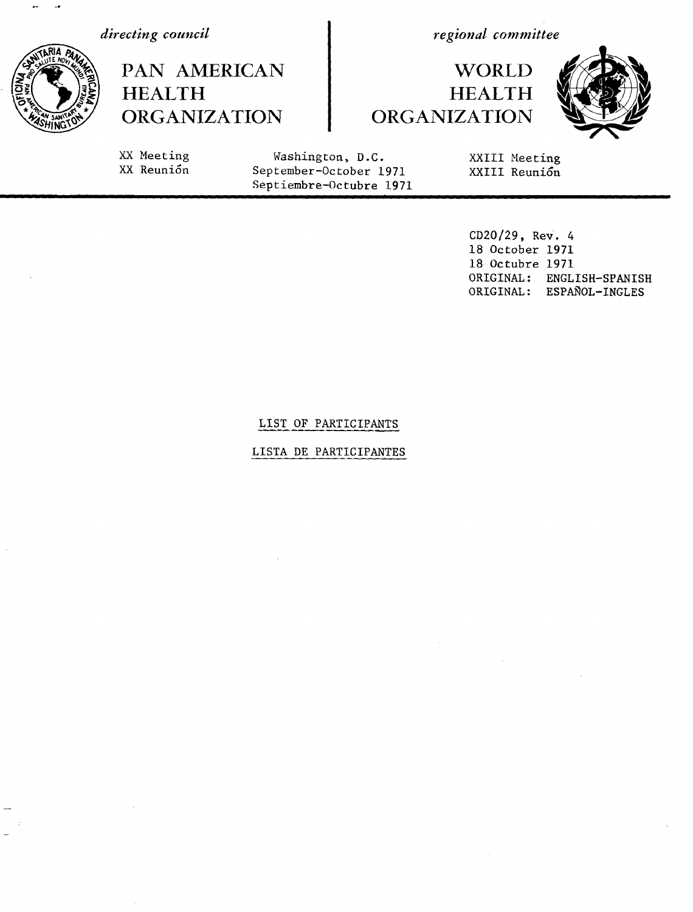*directing council*

**PAN AMERICAN HEALTH ORGANIZATION**

*regional committee*

**WORLD HEALTH ORGANIZATION**

XX Meeting
XX Reunión

Washington, D.C.
September-October 1971
Septiembre-Octubre 1971

XXIII Meeting
XXIII Reunión

CD20/29, Rev. 4
18 October 1971
18 Octubre 1971
ORIGINAL: ENGLISH-SPANISH
ORIGINAL: ESPAÑOL-INGLES

## LIST OF PARTICIPANTS

## LISTA DE PARTICIPANTES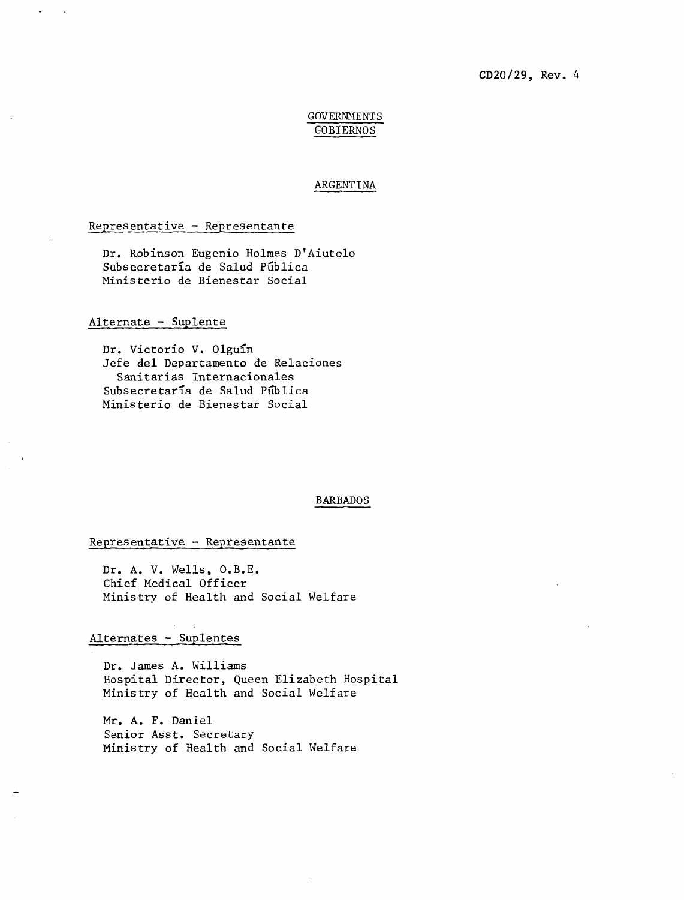CD20/29, Rev. 4

## GOVERNMENTS
## GOBIERNOS

### ARGENTINA

Representative - Representante

Dr. Robinson Eugenio Holmes D'Aiutolo
Subsecretaría de Salud Pública
Ministerio de Bienestar Social

Alternate - Suplente

Dr. Victorio V. Olguín
Jefe del Departamento de Relaciones Sanitarias Internacionales
Subsecretaría de Salud Pública
Ministerio de Bienestar Social

### BARBADOS

Representative - Representante

Dr. A. V. Wells, O.B.E.
Chief Medical Officer
Ministry of Health and Social Welfare

Alternates - Suplentes

Dr. James A. Williams
Hospital Director, Queen Elizabeth Hospital
Ministry of Health and Social Welfare

Mr. A. F. Daniel
Senior Asst. Secretary
Ministry of Health and Social Welfare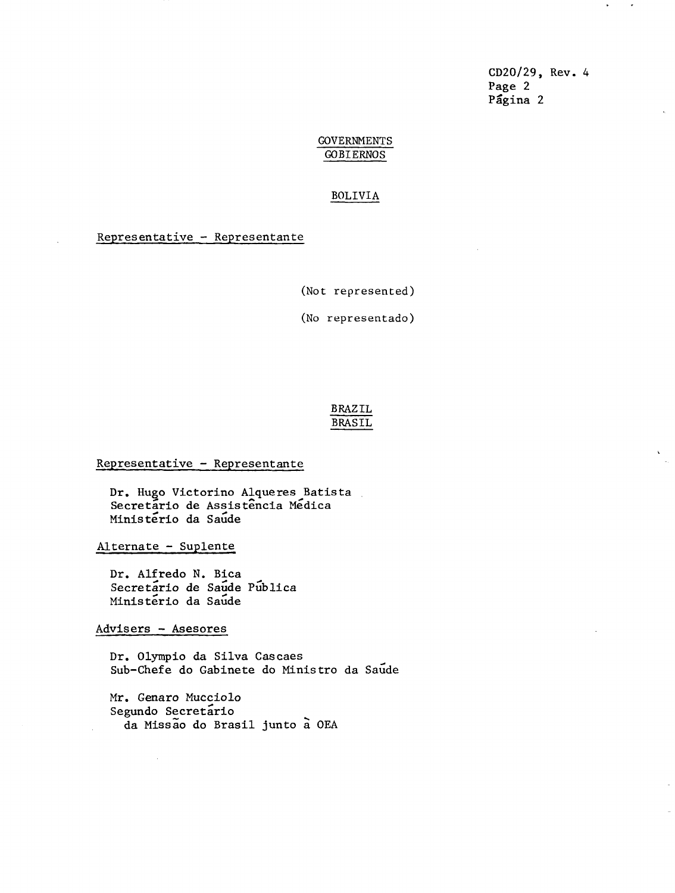## GOVERNMENTS
## GOBIERNOS

### BOLIVIA

Representative - Representante

(Not represented)

(No representado)

### BRAZIL
### BRASIL

Representative - Representante

Dr. Hugo Victorino Alqueres Batista
Secretário de Assistência Médica
Ministério da Saúde

Alternate - Suplente

Dr. Alfredo N. Bica
Secretário de Saúde Pública
Ministério da Saúde

Advisers - Asesores

Dr. Olympio da Silva Cascaes
Sub-Chefe do Gabinete do Ministro da Saúde

Mr. Genaro Mucciolo
Segundo Secretário
da Missão do Brasil junto à OEA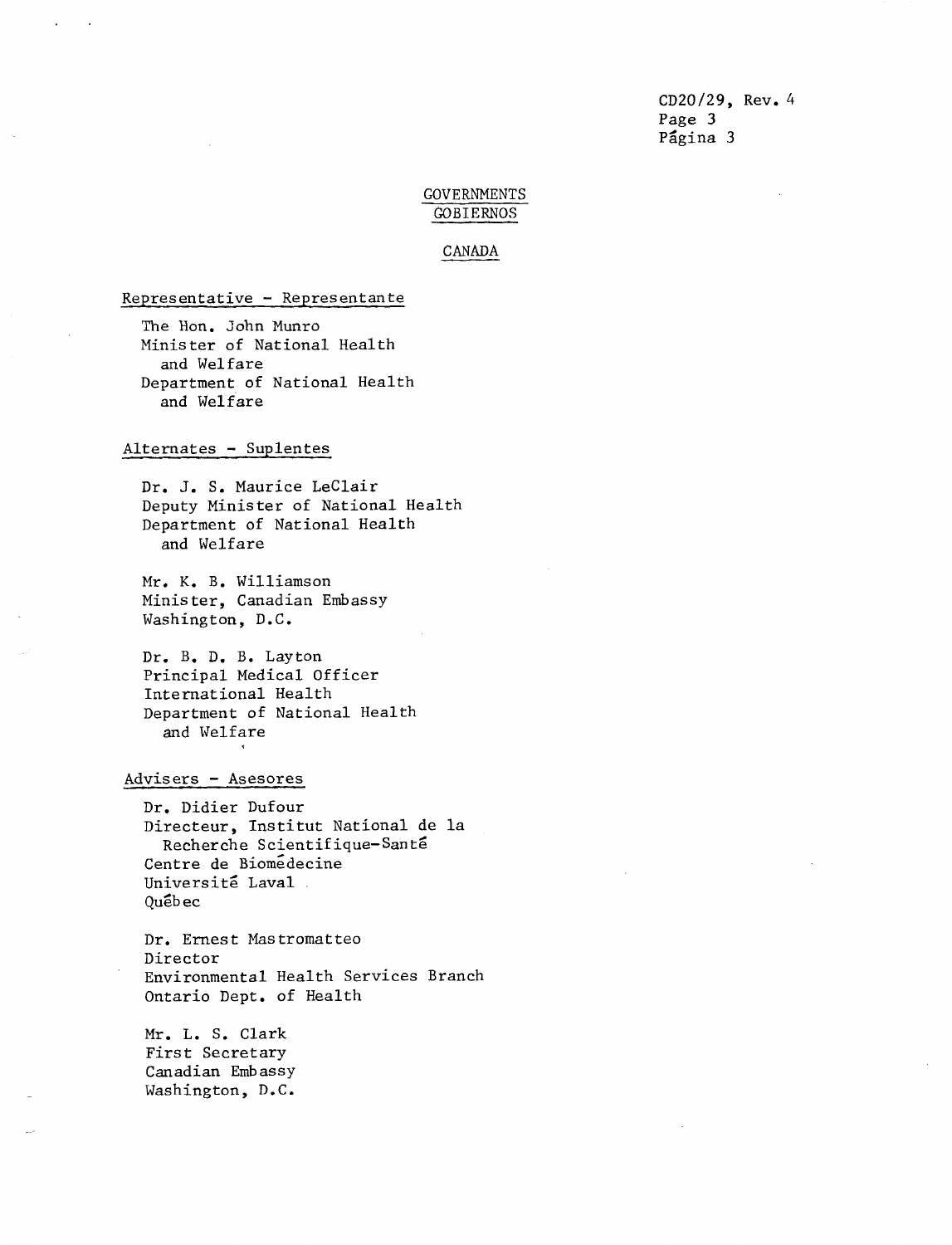## GOVERNMENTS
## GOBIERNOS

### CANADA

Representative - Representante

The Hon. John Munro
Minister of National Health and Welfare
Department of National Health and Welfare

Alternates - Suplentes

Dr. J. S. Maurice LeClair
Deputy Minister of National Health
Department of National Health and Welfare

Mr. K. B. Williamson
Minister, Canadian Embassy
Washington, D.C.

Dr. B. D. B. Layton
Principal Medical Officer
International Health
Department of National Health and Welfare

Advisers - Asesores

Dr. Didier Dufour
Directeur, Institut National de la Recherche Scientifique-Santé
Centre de Biomédecine
Université Laval
Québec

Dr. Ernest Mastromatteo
Director
Environmental Health Services Branch
Ontario Dept. of Health

Mr. L. S. Clark
First Secretary
Canadian Embassy
Washington, D.C.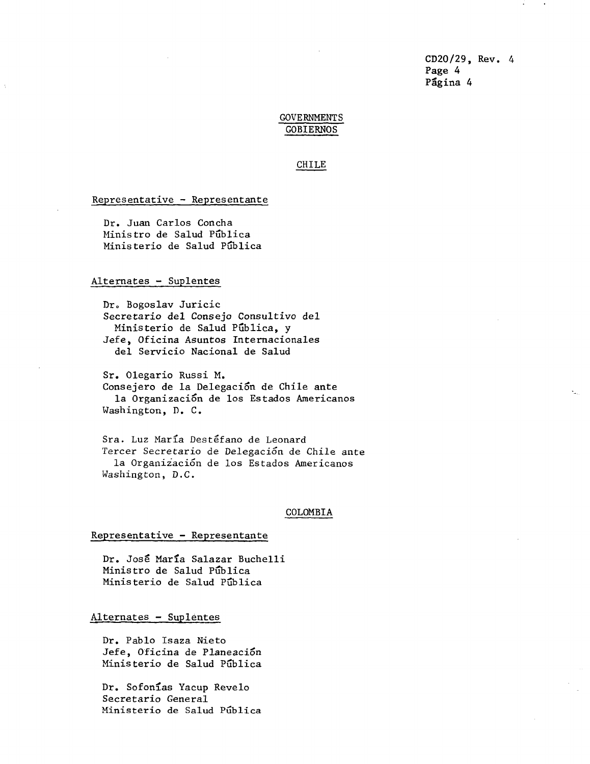GOVERNMENTS
GOBIERNOS

## CHILE

Representative - Representante

Dr. Juan Carlos Concha
Ministro de Salud Pública
Ministerio de Salud Pública

Alternates - Suplentes

Dr. Bogoslav Juricic
Secretario del Consejo Consultivo del
Ministerio de Salud Pública, y
Jefe, Oficina Asuntos Internacionales
del Servicio Nacional de Salud

Sr. Olegario Russi M.
Consejero de la Delegación de Chile ante
la Organización de los Estados Americanos
Washington, D. C.

Sra. Luz María Destéfano de Leonard
Tercer Secretario de Delegación de Chile ante
la Organización de los Estados Americanos
Washington, D.C.

## COLOMBIA

Representative - Representante

Dr. José María Salazar Buchelli
Ministro de Salud Pública
Ministerio de Salud Pública

Alternates - Suplentes

Dr. Pablo Isaza Nieto
Jefe, Oficina de Planeación
Ministerio de Salud Pública

Dr. Sofonías Yacup Revelo
Secretario General
Ministerio de Salud Pública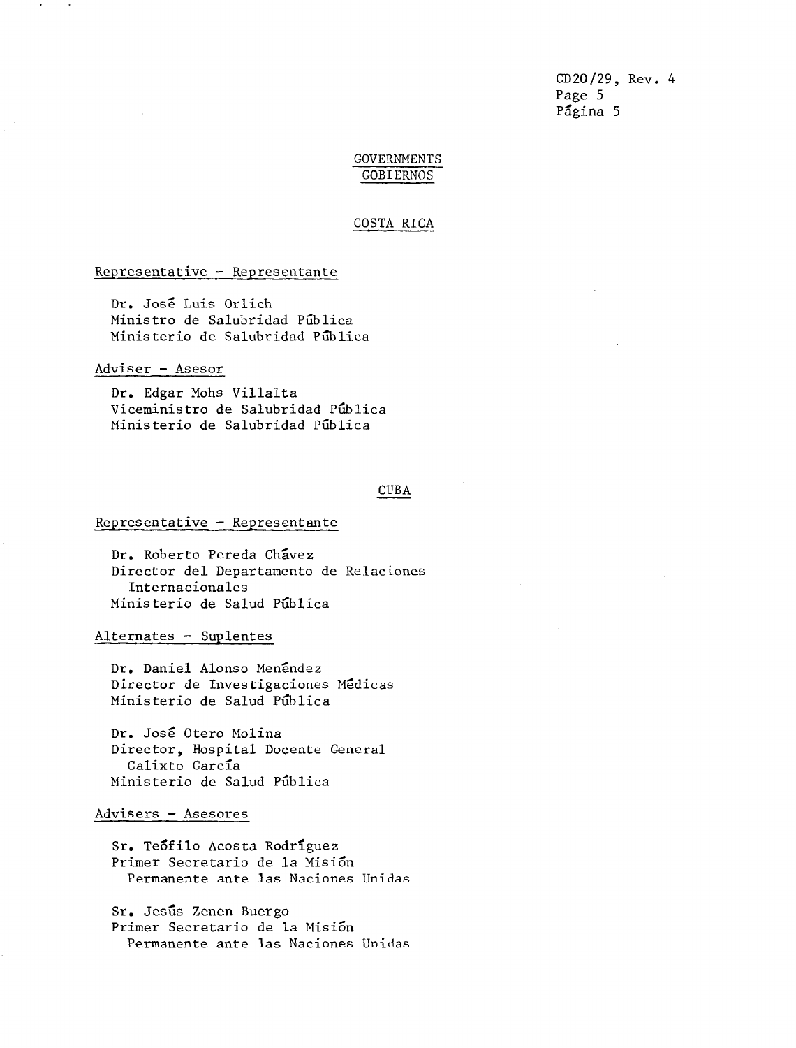## GOVERNMENTS
## GOBIERNOS

### COSTA RICA

Representative - Representante

Dr. José Luis Orlich
Ministro de Salubridad Pública
Ministerio de Salubridad Pública

Adviser - Asesor

Dr. Edgar Mohs Villalta
Viceministro de Salubridad Pública
Ministerio de Salubridad Pública

### CUBA

Representative - Representante

Dr. Roberto Pereda Chávez
Director del Departamento de Relaciones Internacionales
Ministerio de Salud Pública

Alternates - Suplentes

Dr. Daniel Alonso Menéndez
Director de Investigaciones Médicas
Ministerio de Salud Pública

Dr. José Otero Molina
Director, Hospital Docente General Calixto García
Ministerio de Salud Pública

Advisers - Asesores

Sr. Teófilo Acosta Rodríguez
Primer Secretario de la Misión Permanente ante las Naciones Unidas

Sr. Jesús Zenen Buergo
Primer Secretario de la Misión Permanente ante las Naciones Unidas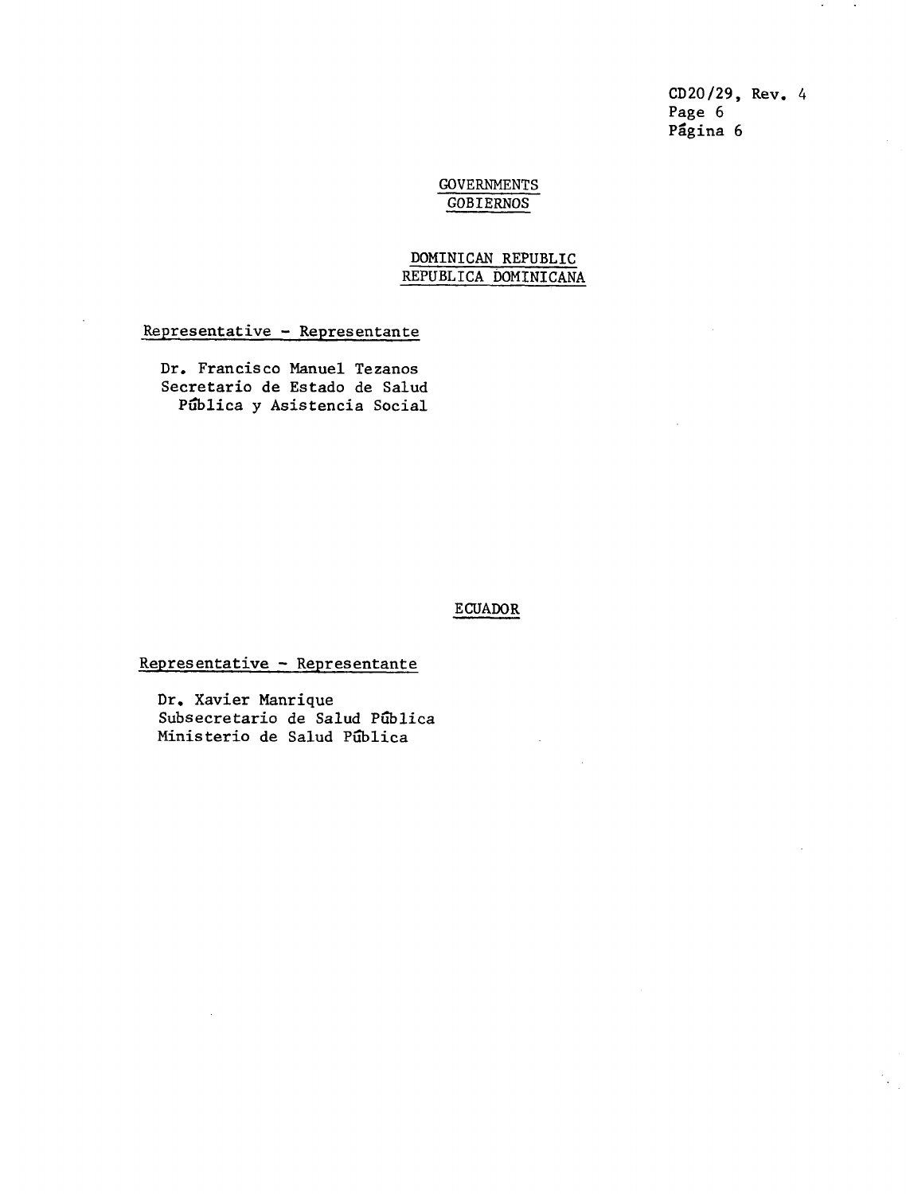GOVERNMENTS
GOBIERNOS

## DOMINICAN REPUBLIC
## REPUBLICA DOMINICANA

Representative - Representante

Dr. Francisco Manuel Tezanos
Secretario de Estado de Salud
Pûblica y Asistencia Social

## ECUADOR

Representative - Representante

Dr. Xavier Manrique
Subsecretario de Salud Pûblica
Ministerio de Salud Pûblica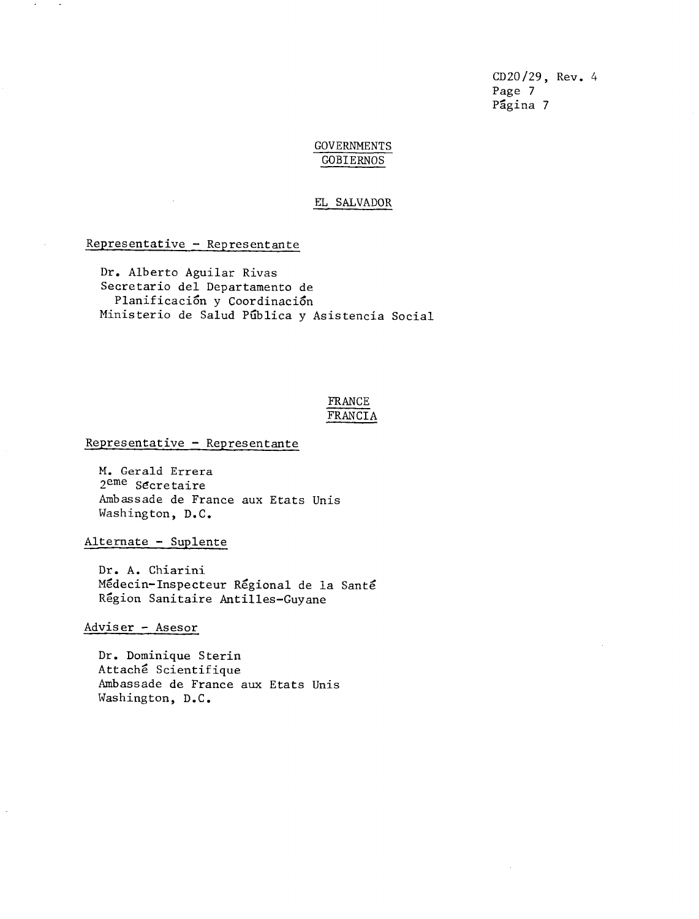## GOVERNMENTS
## GOBIERNOS

### EL SALVADOR

Representative - Representante

Dr. Alberto Aguilar Rivas
Secretario del Departamento de
Planificación y Coordinación
Ministerio de Salud Pública y Asistencia Social

### FRANCE
### FRANCIA

Representative - Representante

M. Gerald Errera
2ème Sécretaire
Ambassade de France aux Etats Unis
Washington, D.C.

Alternate - Suplente

Dr. A. Chiarini
Médecin-Inspecteur Régional de la Santé
Région Sanitaire Antilles-Guyane

Adviser - Asesor

Dr. Dominique Sterin
Attaché Scientifique
Ambassade de France aux Etats Unis
Washington, D.C.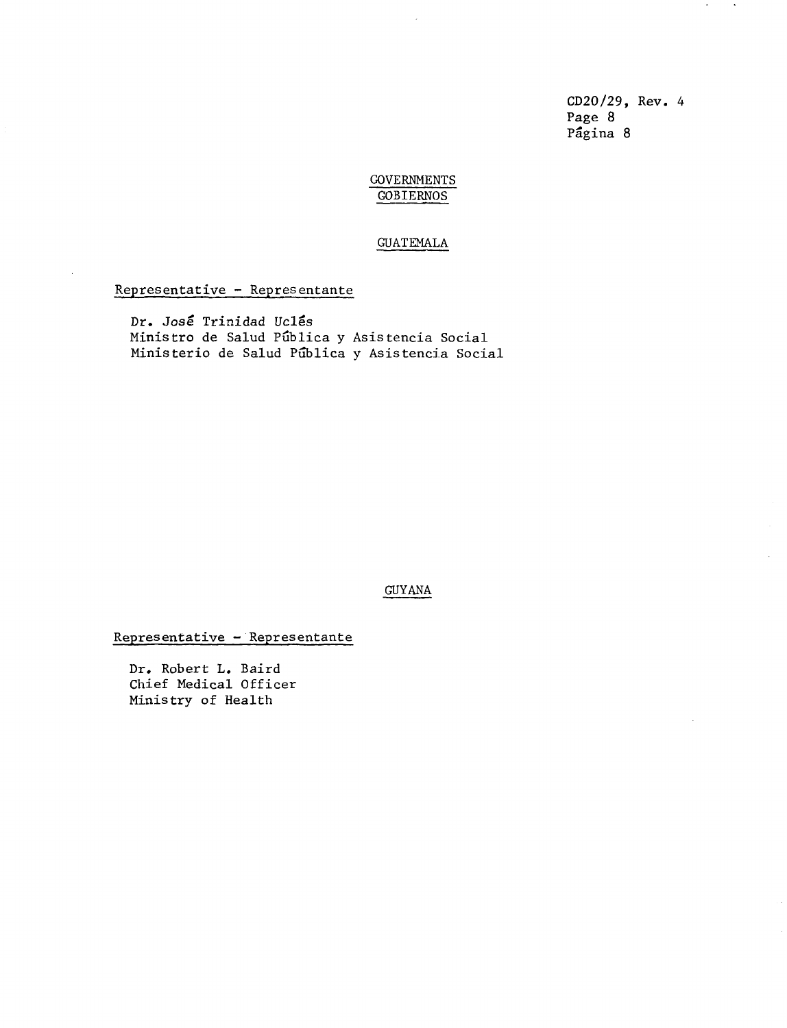## GOVERNMENTS
## GOBIERNOS

### GUATEMALA

Representative - Representante

Dr. José Trinidad Uclés
Ministro de Salud Pública y Asistencia Social
Ministerio de Salud Pública y Asistencia Social

### GUYANA

Representative - Representante

Dr. Robert L. Baird
Chief Medical Officer
Ministry of Health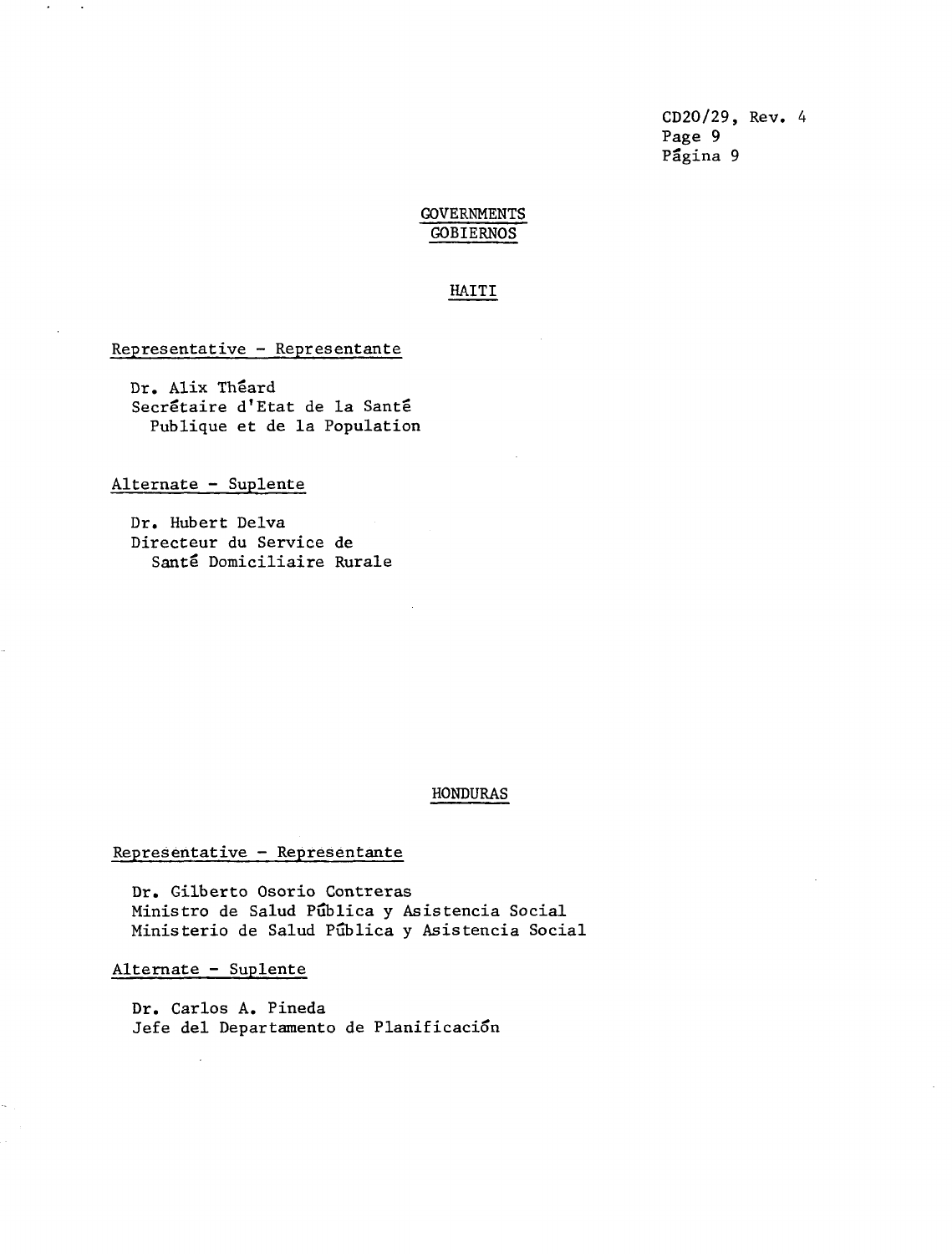GOVERNMENTS
GOBIERNOS

HAITI

Representative - Representante

Dr. Alix Théard
Secrétaire d'Etat de la Santé
Publique et de la Population

Alternate - Suplente

Dr. Hubert Delva
Directeur du Service de
Santé Domiciliaire Rurale

HONDURAS

Representative - Representante

Dr. Gilberto Osorio Contreras
Ministro de Salud Pública y Asistencia Social
Ministerio de Salud Pública y Asistencia Social

Alternate - Suplente

Dr. Carlos A. Pineda
Jefe del Departamento de Planificación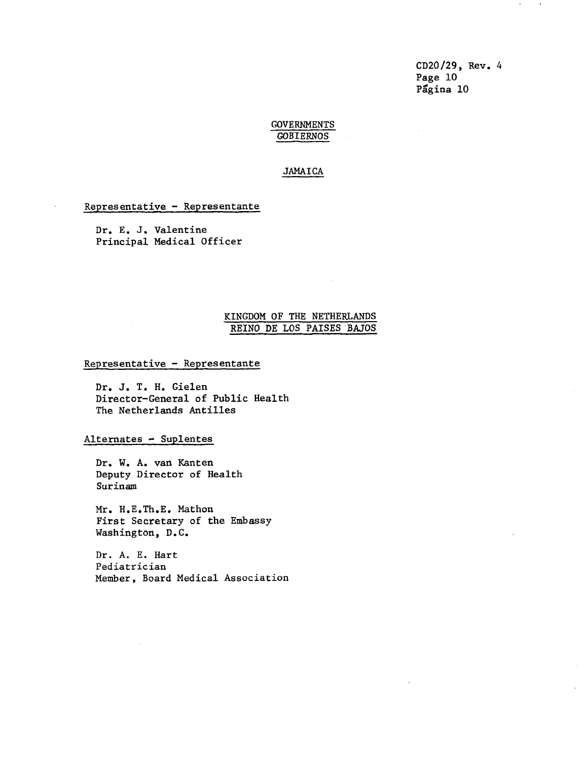## GOVERNMENTS
## GOBIERNOS

### JAMAICA

Representative - Representante

Dr. E. J. Valentine
Principal Medical Officer

### KINGDOM OF THE NETHERLANDS
### REINO DE LOS PAISES BAJOS

Representative - Representante

Dr. J. T. H. Gielen
Director-General of Public Health
The Netherlands Antilles

Alternates - Suplentes

Dr. W. A. van Kanten
Deputy Director of Health
Surinam

Mr. H.E.Th.E. Mathon
First Secretary of the Embassy
Washington, D.C.

Dr. A. E. Hart
Pediatrician
Member, Board Medical Association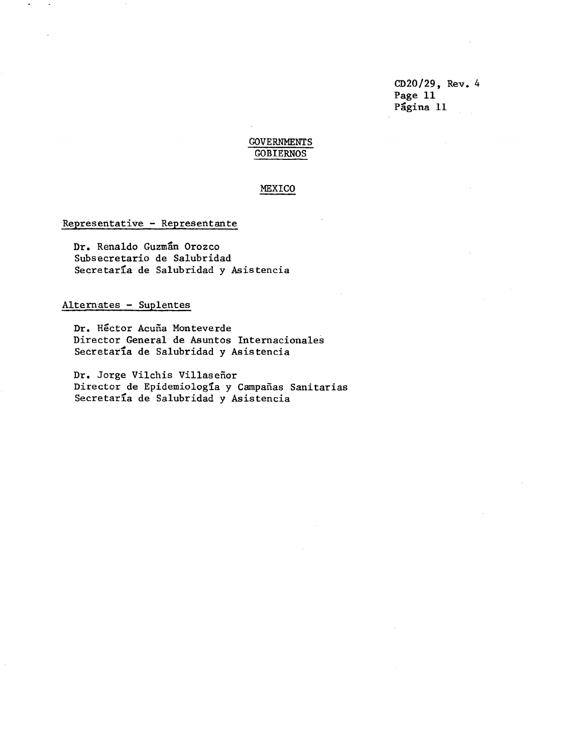## GOVERNMENTS
## GOBIERNOS

### MEXICO

Representative - Representante

Dr. Renaldo Guzmán Orozco
Subsecretario de Salubridad
Secretaría de Salubridad y Asistencia

Alternates - Suplentes

Dr. Héctor Acuña Monteverde
Director General de Asuntos Internacionales
Secretaría de Salubridad y Asistencia

Dr. Jorge Vilchis Villaseñor
Director de Epidemiología y Campañas Sanitarias
Secretaría de Salubridad y Asistencia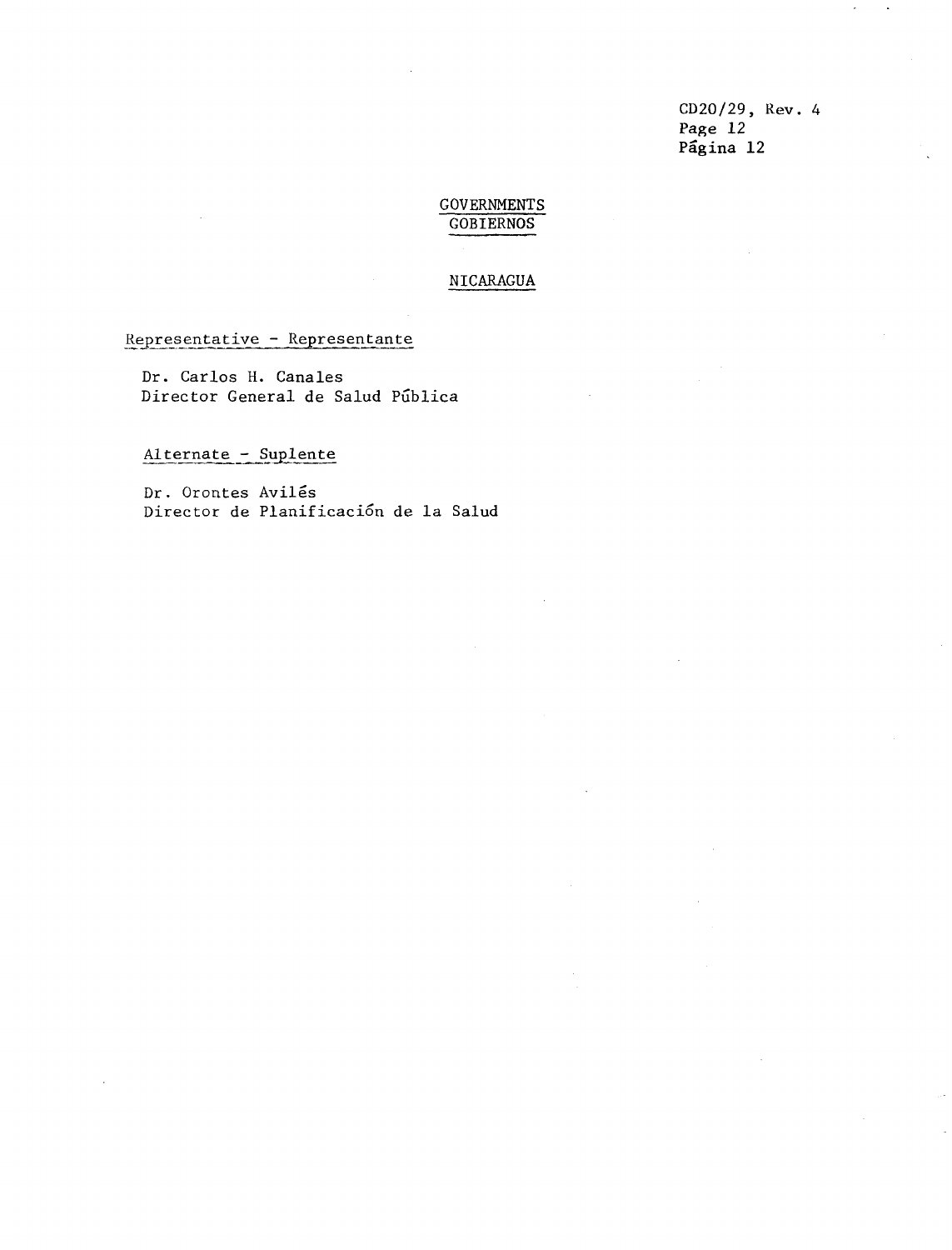## GOVERNMENTS
## GOBIERNOS

### NICARAGUA

Representative - Representante

Dr. Carlos H. Canales
Director General de Salud Pública

Alternate - Suplente

Dr. Orontes Avilés
Director de Planificación de la Salud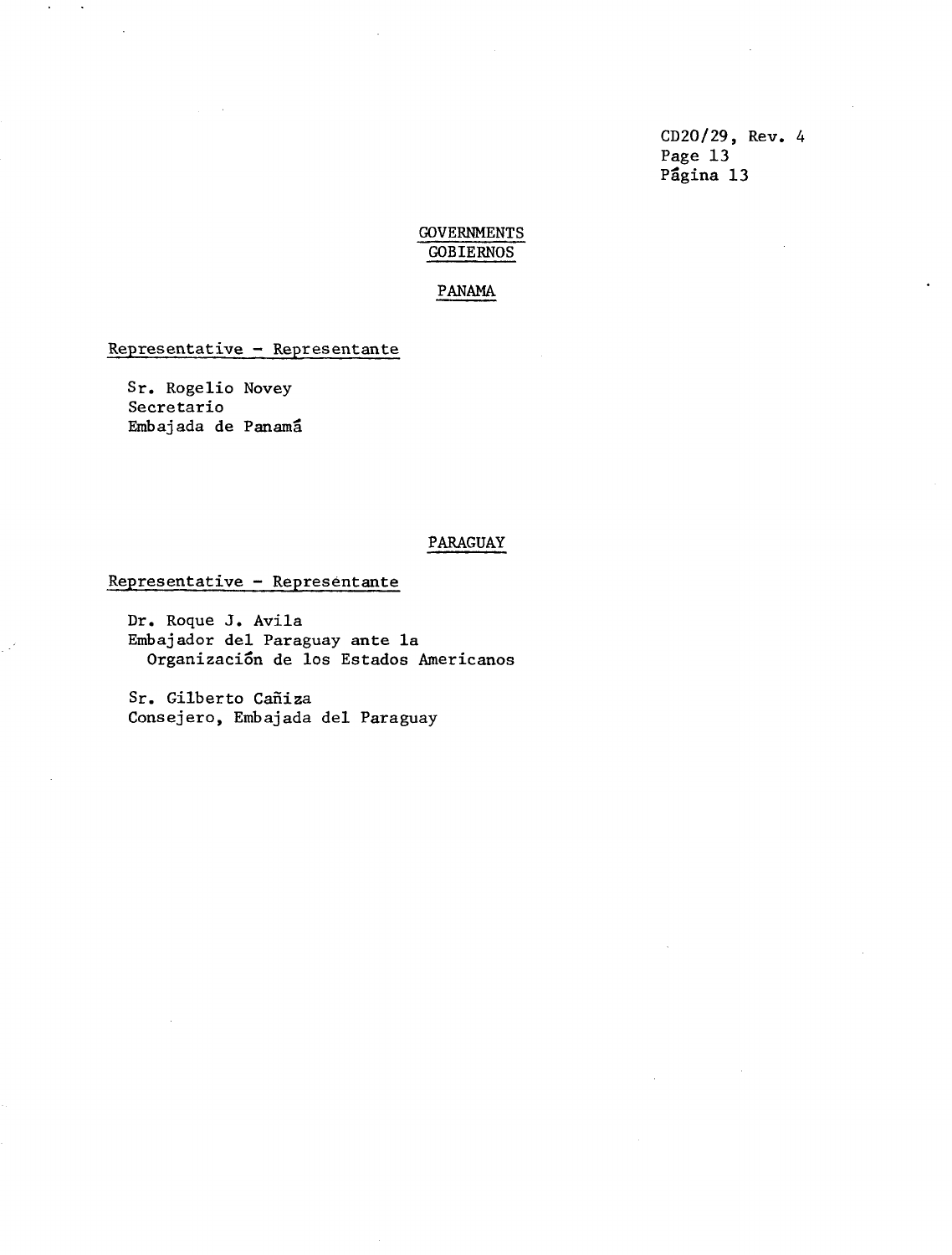## GOVERNMENTS
## GOBIERNOS

### PANAMA

Representative - Representante

Sr. Rogelio Novey
Secretario
Embajada de Panamá

### PARAGUAY

Representative - Representante

Dr. Roque J. Avila
Embajador del Paraguay ante la
Organización de los Estados Americanos

Sr. Gilberto Cañiza
Consejero, Embajada del Paraguay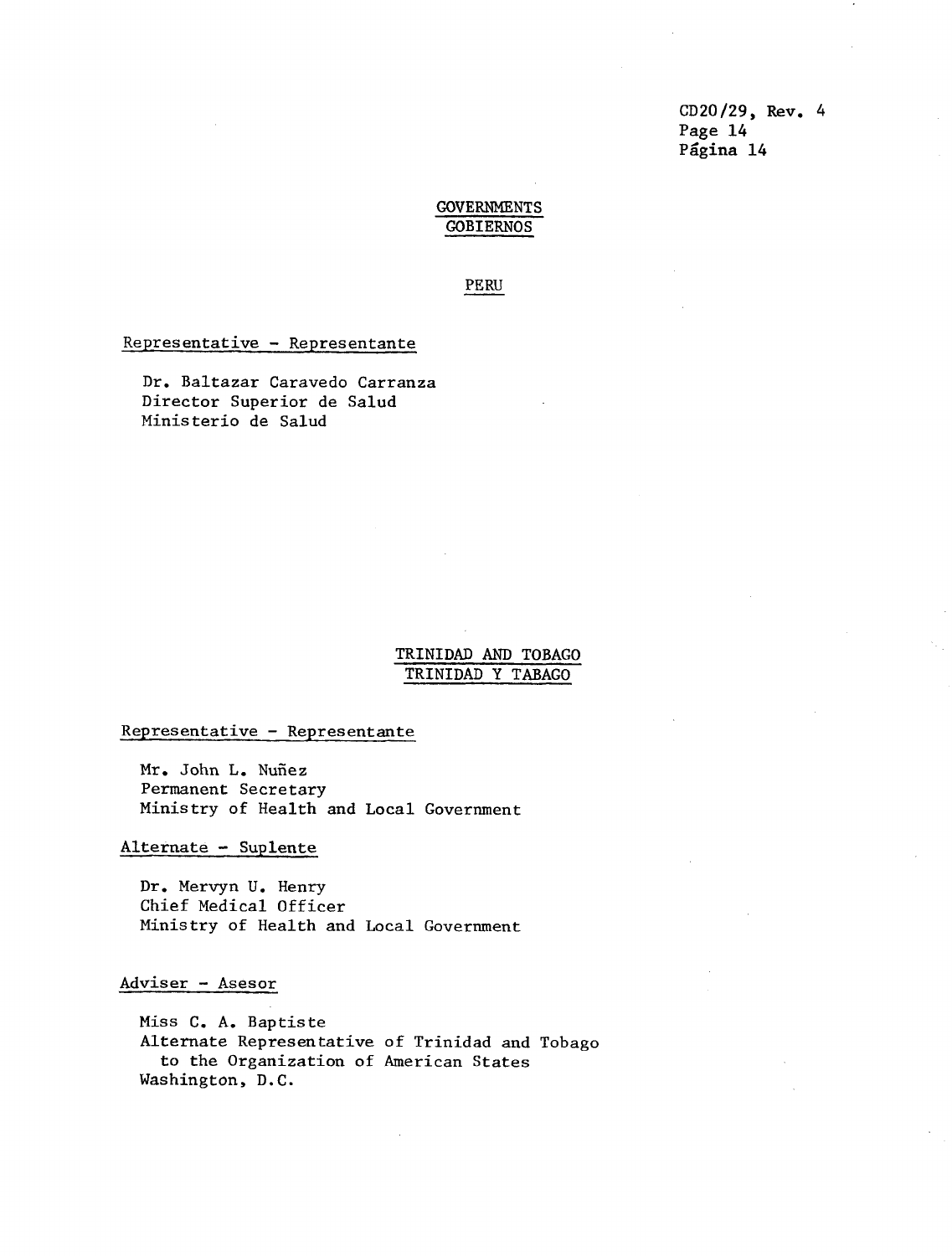## GOVERNMENTS
## GOBIERNOS

### PERU

Representative - Representante

Dr. Baltazar Caravedo Carranza
Director Superior de Salud
Ministerio de Salud

### TRINIDAD AND TOBAGO
### TRINIDAD Y TABAGO

Representative - Representante

Mr. John L. Nuñez
Permanent Secretary
Ministry of Health and Local Government

Alternate - Suplente

Dr. Mervyn U. Henry
Chief Medical Officer
Ministry of Health and Local Government

Adviser - Asesor

Miss C. A. Baptiste
Alternate Representative of Trinidad and Tobago
to the Organization of American States
Washington, D.C.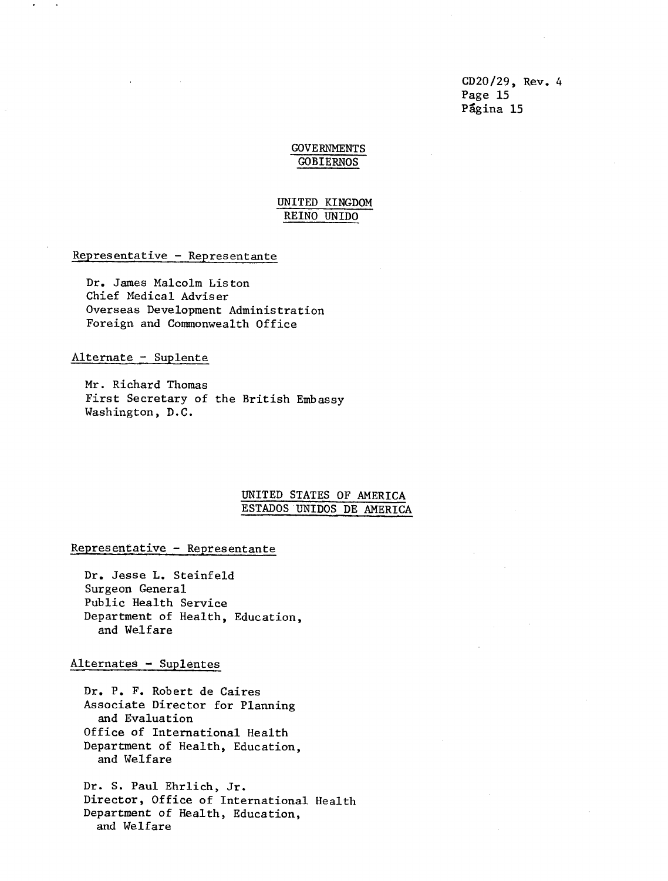## GOVERNMENTS
## GOBIERNOS

### UNITED KINGDOM
### REINO UNIDO

Representative - Representante

Dr. James Malcolm Liston
Chief Medical Adviser
Overseas Development Administration
Foreign and Commonwealth Office

Alternate - Suplente

Mr. Richard Thomas
First Secretary of the British Embassy
Washington, D.C.

### UNITED STATES OF AMERICA
### ESTADOS UNIDOS DE AMERICA

Representative - Representante

Dr. Jesse L. Steinfeld
Surgeon General
Public Health Service
Department of Health, Education, and Welfare

Alternates - Suplentes

Dr. P. F. Robert de Caires
Associate Director for Planning and Evaluation
Office of International Health
Department of Health, Education, and Welfare

Dr. S. Paul Ehrlich, Jr.
Director, Office of International Health
Department of Health, Education, and Welfare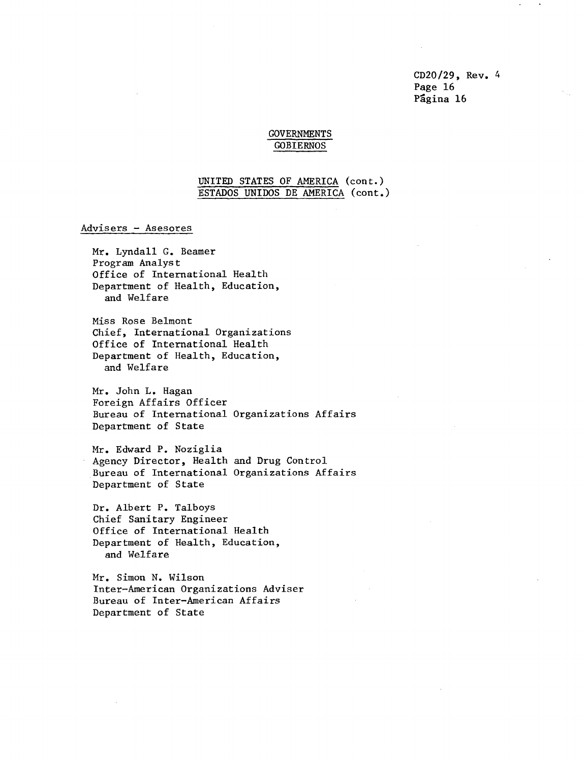## GOVERNMENTS
## GOBIERNOS

### UNITED STATES OF AMERICA (cont.)
### ESTADOS UNIDOS DE AMERICA (cont.)

Advisers - Asesores

Mr. Lyndall G. Beamer
Program Analyst
Office of International Health
Department of Health, Education, and Welfare

Miss Rose Belmont
Chief, International Organizations
Office of International Health
Department of Health, Education, and Welfare

Mr. John L. Hagan
Foreign Affairs Officer
Bureau of International Organizations Affairs
Department of State

Mr. Edward P. Noziglia
Agency Director, Health and Drug Control
Bureau of International Organizations Affairs
Department of State

Dr. Albert P. Talboys
Chief Sanitary Engineer
Office of International Health
Department of Health, Education, and Welfare

Mr. Simon N. Wilson
Inter-American Organizations Adviser
Bureau of Inter-American Affairs
Department of State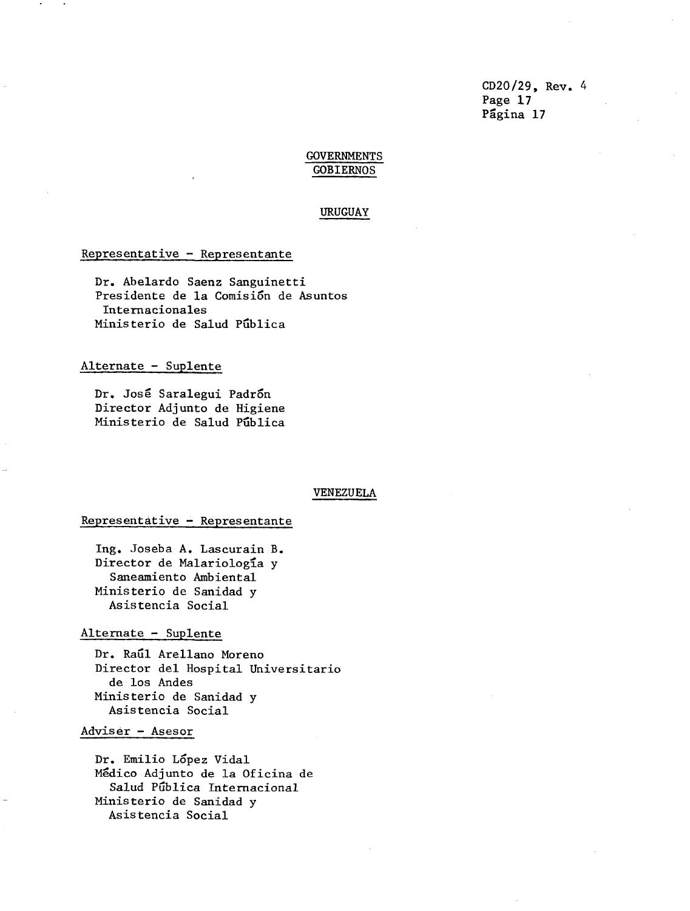## GOVERNMENTS
## GOBIERNOS

### URUGUAY

Representative - Representante

Dr. Abelardo Saenz Sanguinetti
Presidente de la Comisión de Asuntos Internacionales
Ministerio de Salud Pública

Alternate - Suplente

Dr. José Saralegui Padrón
Director Adjunto de Higiene
Ministerio de Salud Pública

### VENEZUELA

Representative - Representante

Ing. Joseba A. Lascurain B.
Director de Malariología y Saneamiento Ambiental
Ministerio de Sanidad y Asistencia Social

Alternate - Suplente

Dr. Raúl Arellano Moreno
Director del Hospital Universitario de los Andes
Ministerio de Sanidad y Asistencia Social

Adviser - Asesor

Dr. Emilio López Vidal
Médico Adjunto de la Oficina de Salud Pública Internacional
Ministerio de Sanidad y Asistencia Social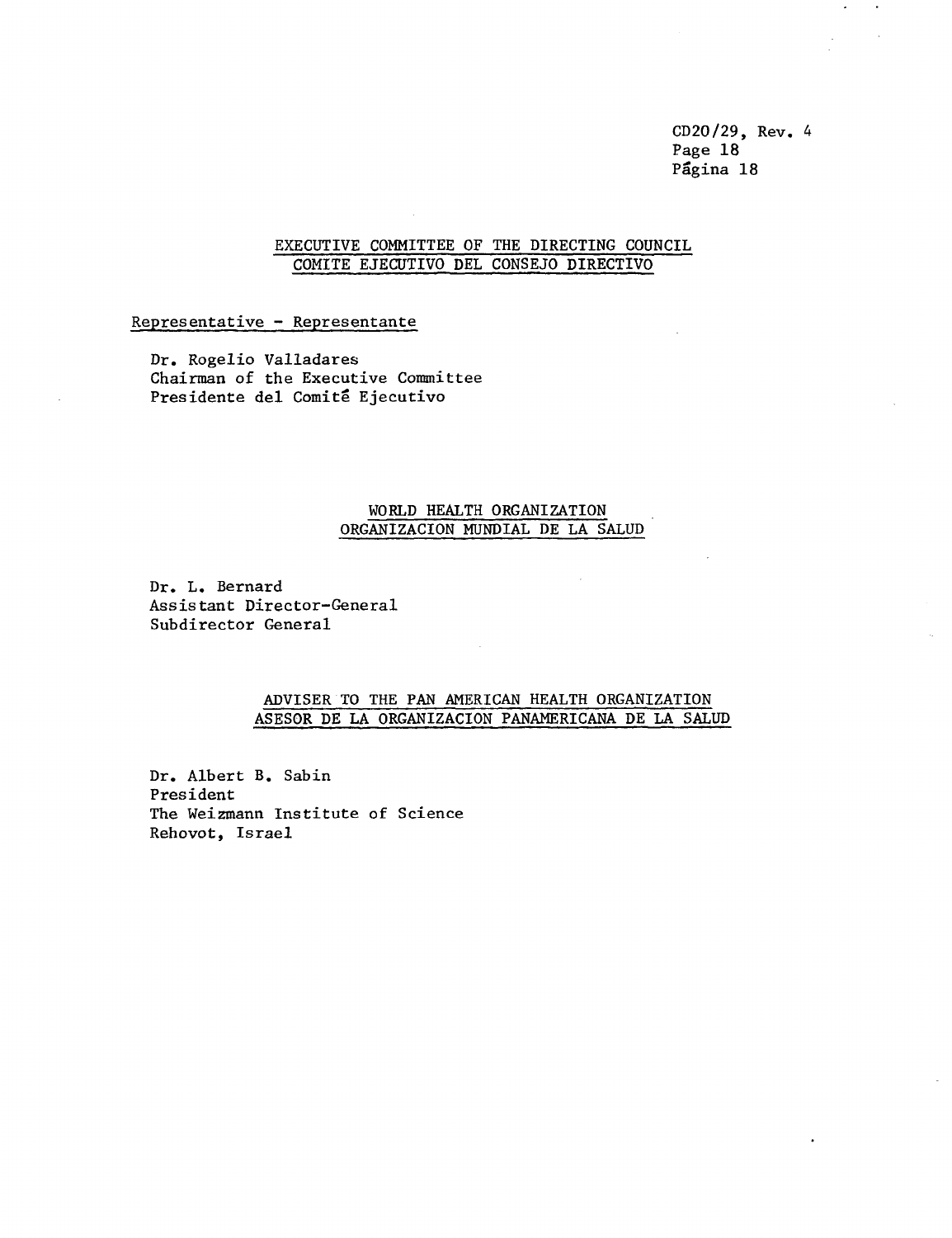## EXECUTIVE COMMITTEE OF THE DIRECTING COUNCIL
## COMITE EJECUTIVO DEL CONSEJO DIRECTIVO

Representative - Representante

Dr. Rogelio Valladares  
Chairman of the Executive Committee  
Presidente del Comité Ejecutivo

## WORLD HEALTH ORGANIZATION
## ORGANIZACION MUNDIAL DE LA SALUD

Dr. L. Bernard  
Assistant Director-General  
Subdirector General

## ADVISER TO THE PAN AMERICAN HEALTH ORGANIZATION
## ASESOR DE LA ORGANIZACION PANAMERICANA DE LA SALUD

Dr. Albert B. Sabin  
President  
The Weizmann Institute of Science  
Rehovot, Israel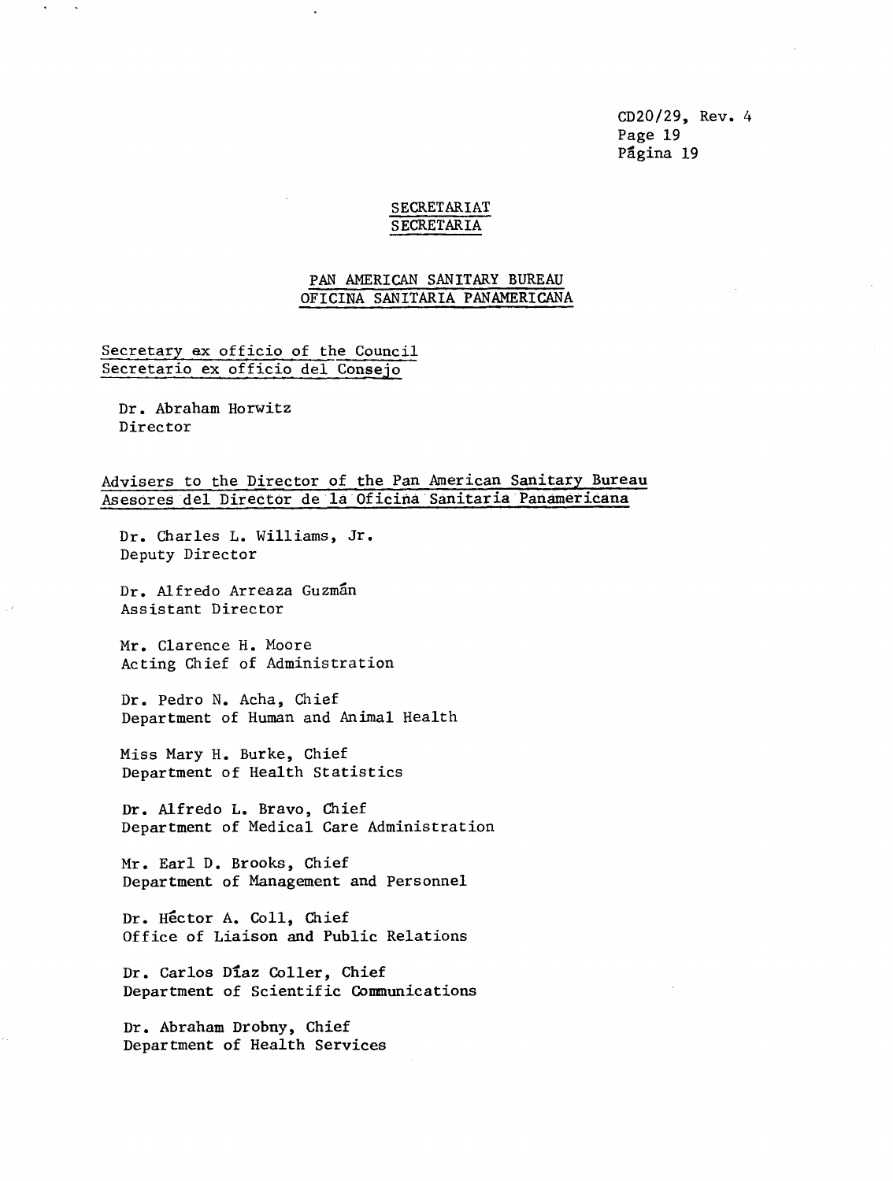## SECRETARIAT
## SECRETARIA

### PAN AMERICAN SANITARY BUREAU
### OFICINA SANITARIA PANAMERICANA

Secretary ex officio of the Council
Secretario ex officio del Consejo

Dr. Abraham Horwitz
Director

Advisers to the Director of the Pan American Sanitary Bureau
Asesores del Director de la Oficina Sanitaria Panamericana

Dr. Charles L. Williams, Jr.
Deputy Director

Dr. Alfredo Arreaza Guzmán
Assistant Director

Mr. Clarence H. Moore
Acting Chief of Administration

Dr. Pedro N. Acha, Chief
Department of Human and Animal Health

Miss Mary H. Burke, Chief
Department of Health Statistics

Dr. Alfredo L. Bravo, Chief
Department of Medical Care Administration

Mr. Earl D. Brooks, Chief
Department of Management and Personnel

Dr. Héctor A. Coll, Chief
Office of Liaison and Public Relations

Dr. Carlos Díaz Coller, Chief
Department of Scientific Communications

Dr. Abraham Drobny, Chief
Department of Health Services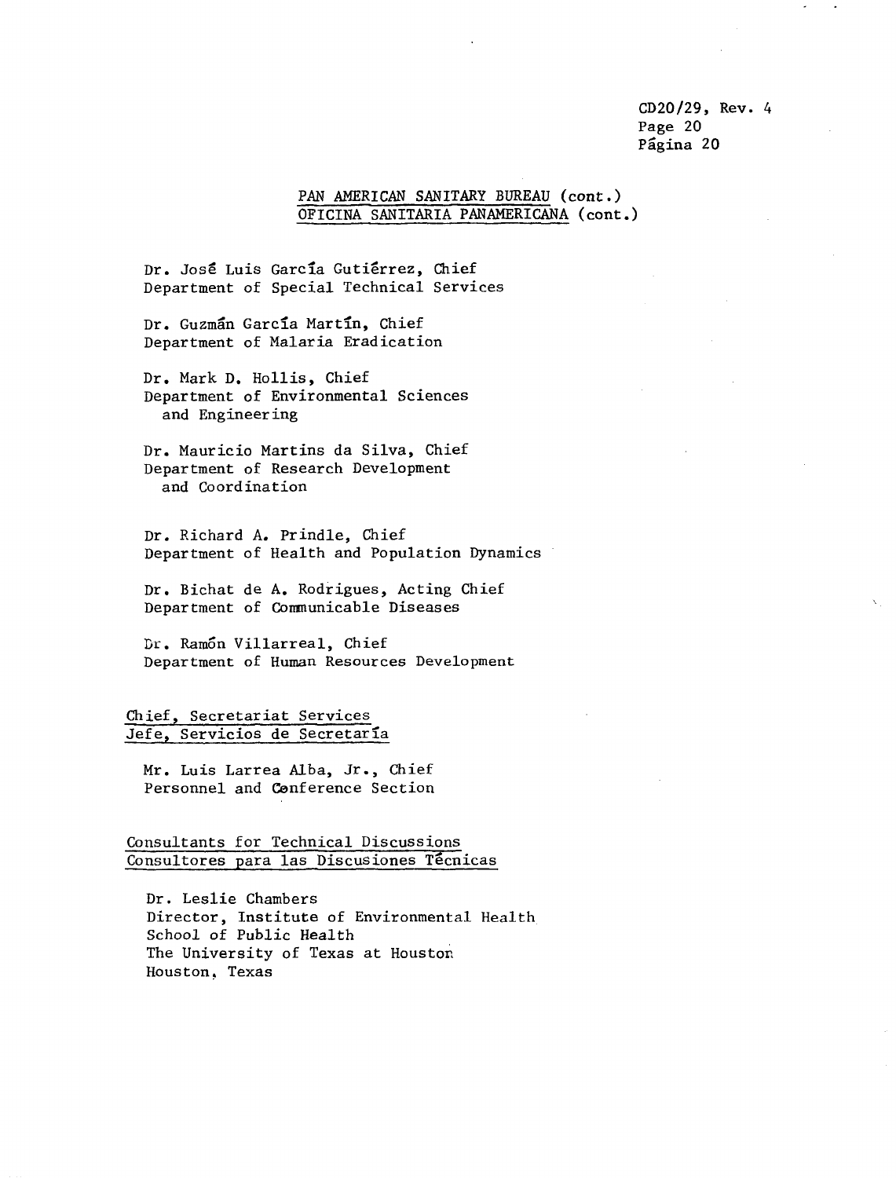PAN AMERICAN SANITARY BUREAU (cont.)
OFICINA SANITARIA PANAMERICANA (cont.)

Dr. José Luis García Gutiérrez, Chief
Department of Special Technical Services

Dr. Guzmán García Martín, Chief
Department of Malaria Eradication

Dr. Mark D. Hollis, Chief
Department of Environmental Sciences
and Engineering

Dr. Mauricio Martins da Silva, Chief
Department of Research Development
and Coordination

Dr. Richard A. Prindle, Chief
Department of Health and Population Dynamics

Dr. Bichat de A. Rodrigues, Acting Chief
Department of Communicable Diseases

Dr. Ramón Villarreal, Chief
Department of Human Resources Development

Chief, Secretariat Services
Jefe, Servicios de Secretaría

Mr. Luis Larrea Alba, Jr., Chief
Personnel and Conference Section

Consultants for Technical Discussions
Consultores para las Discusiones Técnicas

Dr. Leslie Chambers
Director, Institute of Environmental Health
School of Public Health
The University of Texas at Houston
Houston, Texas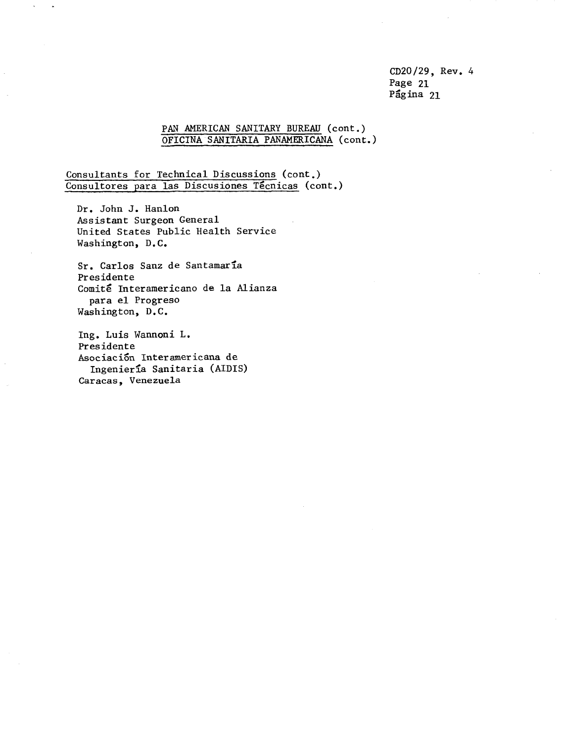PAN AMERICAN SANITARY BUREAU (cont.)
OFICINA SANITARIA PANAMERICANA (cont.)

Consultants for Technical Discussions (cont.)
Consultores para las Discusiones Técnicas (cont.)

Dr. John J. Hanlon
Assistant Surgeon General
United States Public Health Service
Washington, D.C.

Sr. Carlos Sanz de Santamaría
Presidente
Comité Interamericano de la Alianza para el Progreso
Washington, D.C.

Ing. Luis Wannoni L.
Presidente
Asociación Interamericana de Ingeniería Sanitaria (AIDIS)
Caracas, Venezuela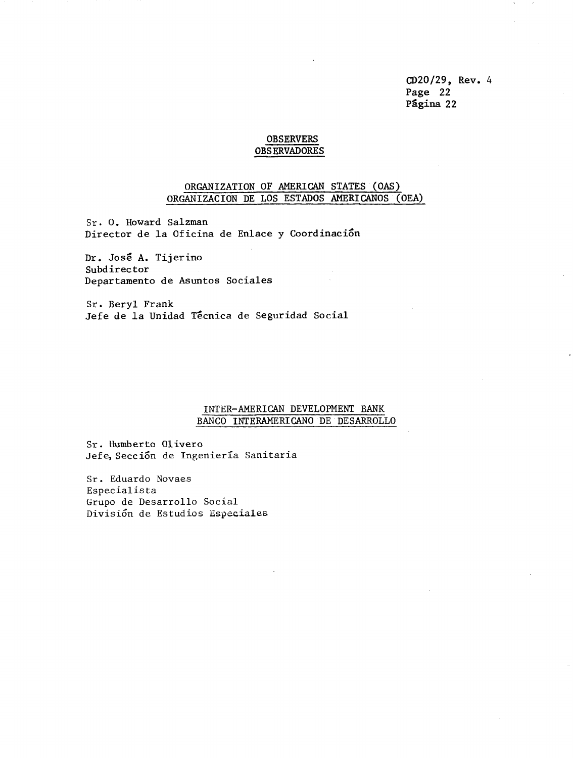## OBSERVERS
## OBSERVADORES

### ORGANIZATION OF AMERICAN STATES (OAS)
### ORGANIZACION DE LOS ESTADOS AMERICANOS (OEA)

Sr. O. Howard Salzman
Director de la Oficina de Enlace y Coordinación

Dr. José A. Tijerino
Subdirector
Departamento de Asuntos Sociales

Sr. Beryl Frank
Jefe de la Unidad Técnica de Seguridad Social

### INTER-AMERICAN DEVELOPMENT BANK
### BANCO INTERAMERICANO DE DESARROLLO

Sr. Humberto Olivero
Jefe, Sección de Ingeniería Sanitaria

Sr. Eduardo Novaes
Especialista
Grupo de Desarrollo Social
División de Estudios Especiales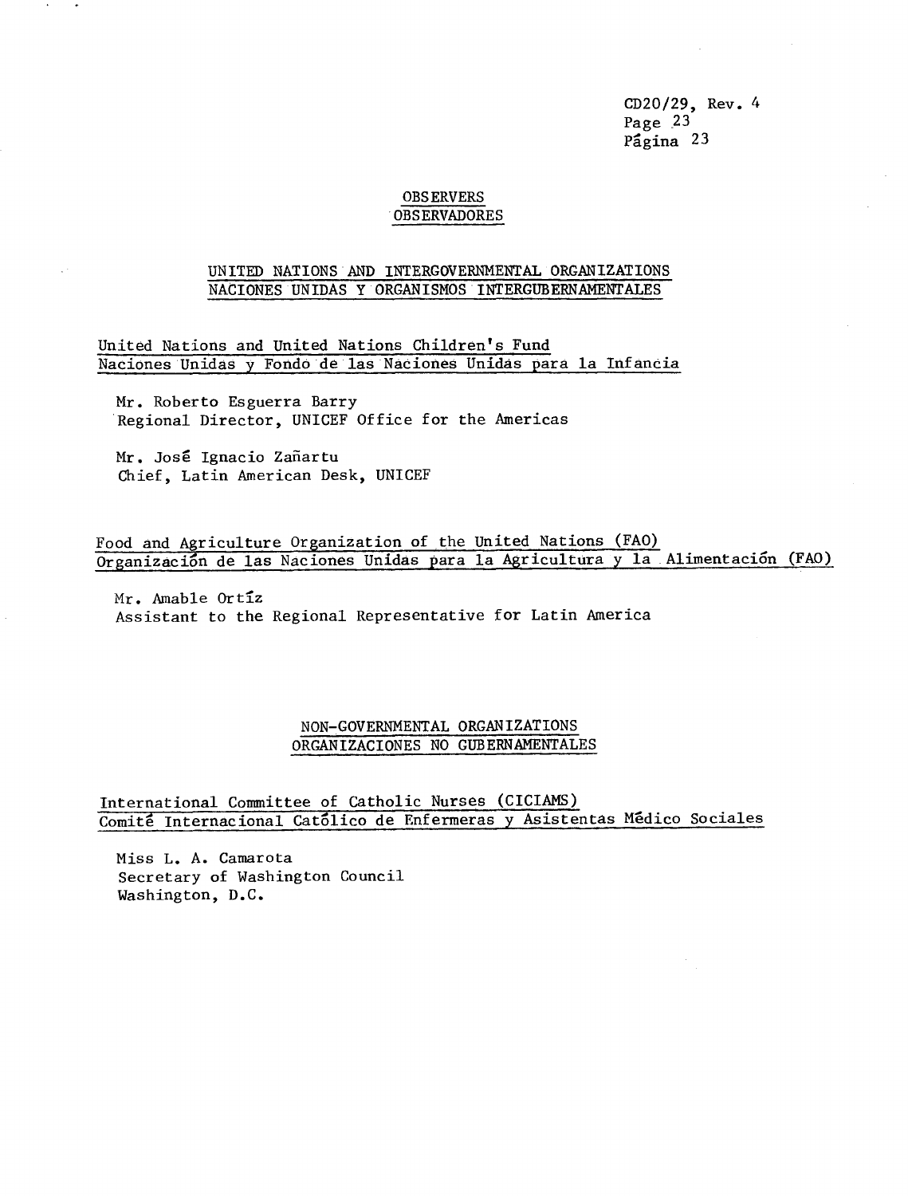## OBSERVERS
## OBSERVADORES

### UNITED NATIONS AND INTERGOVERNMENTAL ORGANIZATIONS
### NACIONES UNIDAS Y ORGANISMOS INTERGUBERNAMENTALES

**United Nations and United Nations Children's Fund**
**Naciones Unidas y Fondo de las Naciones Unidas para la Infancia**

Mr. Roberto Esguerra Barry
Regional Director, UNICEF Office for the Americas

Mr. José Ignacio Zañartu
Chief, Latin American Desk, UNICEF

**Food and Agriculture Organization of the United Nations (FAO)**
**Organización de las Naciones Unidas para la Agricultura y la Alimentación (FAO)**

Mr. Amable Ortíz
Assistant to the Regional Representative for Latin America

### NON-GOVERNMENTAL ORGANIZATIONS
### ORGANIZACIONES NO GUBERNAMENTALES

**International Committee of Catholic Nurses (CICIAMS)**
**Comité Internacional Católico de Enfermeras y Asistentas Médico Sociales**

Miss L. A. Camarota
Secretary of Washington Council
Washington, D.C.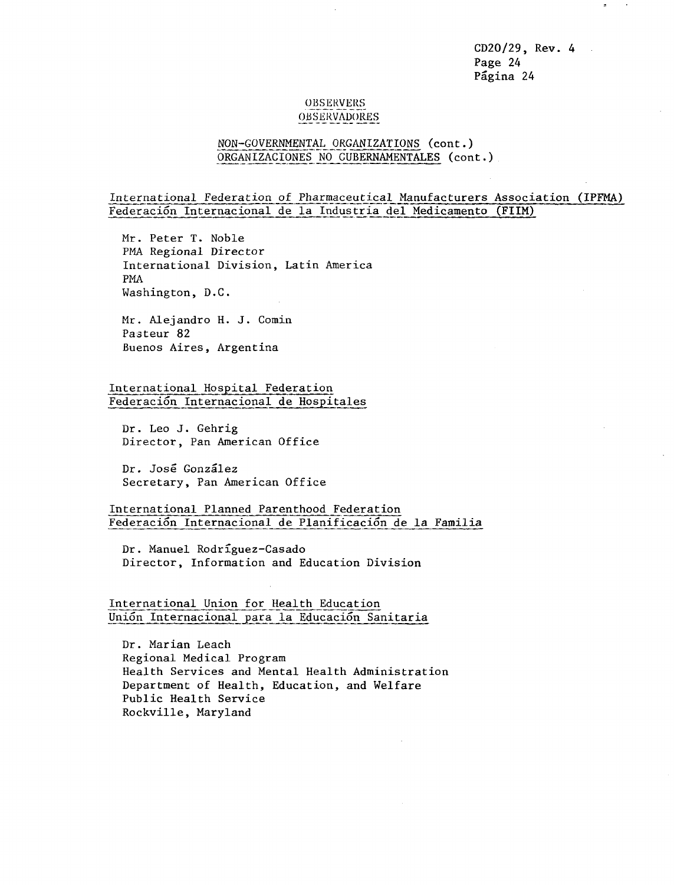## OBSERVERS
## OBSERVADORES

### NON-GOVERNMENTAL ORGANIZATIONS (cont.)
### ORGANIZACIONES NO GUBERNAMENTALES (cont.)

International Federation of Pharmaceutical Manufacturers Association (IPFMA)
Federación Internacional de la Industria del Medicamento (FIIM)

Mr. Peter T. Noble
PMA Regional Director
International Division, Latin America
PMA
Washington, D.C.

Mr. Alejandro H. J. Comin
Pasteur 82
Buenos Aires, Argentina

International Hospital Federation
Federación Internacional de Hospitales

Dr. Leo J. Gehrig
Director, Pan American Office

Dr. José González
Secretary, Pan American Office

International Planned Parenthood Federation
Federación Internacional de Planificación de la Familia

Dr. Manuel Rodríguez-Casado
Director, Information and Education Division

International Union for Health Education
Unión Internacional para la Educación Sanitaria

Dr. Marian Leach
Regional Medical Program
Health Services and Mental Health Administration
Department of Health, Education, and Welfare
Public Health Service
Rockville, Maryland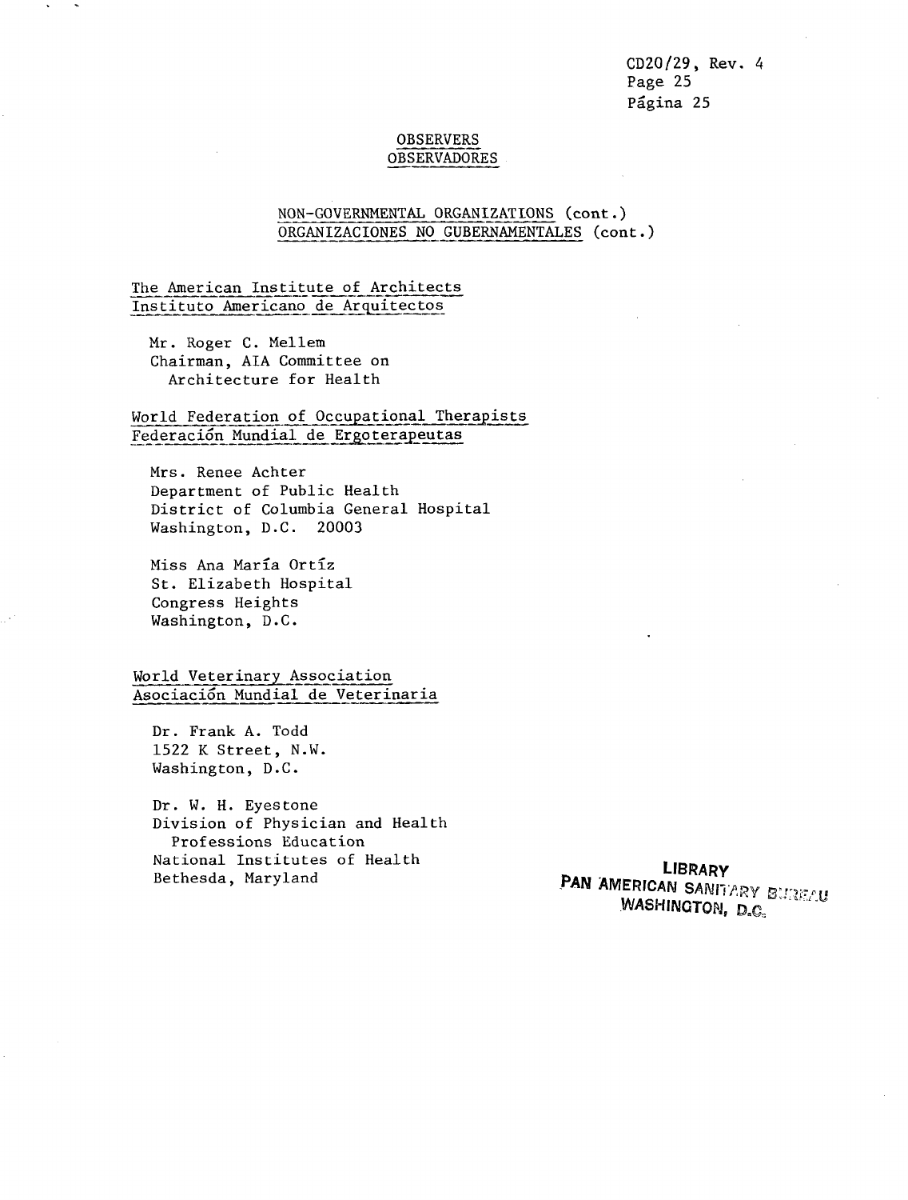## OBSERVERS
## OBSERVADORES

### NON-GOVERNMENTAL ORGANIZATIONS (cont.)
### ORGANIZACIONES NO GUBERNAMENTALES (cont.)

The American Institute of Architects
Instituto Americano de Arquitectos

Mr. Roger C. Mellem
Chairman, AIA Committee on
Architecture for Health

World Federation of Occupational Therapists
Federación Mundial de Ergoterapeutas

Mrs. Renee Achter
Department of Public Health
District of Columbia General Hospital
Washington, D.C. 20003

Miss Ana María Ortíz
St. Elizabeth Hospital
Congress Heights
Washington, D.C.

World Veterinary Association
Asociación Mundial de Veterinaria

Dr. Frank A. Todd
1522 K Street, N.W.
Washington, D.C.

Dr. W. H. Eyestone
Division of Physician and Health
Professions Education
National Institutes of Health
Bethesda, Maryland

LIBRARY
PAN AMERICAN SANITARY BUREAU
WASHINGTON, D.C.